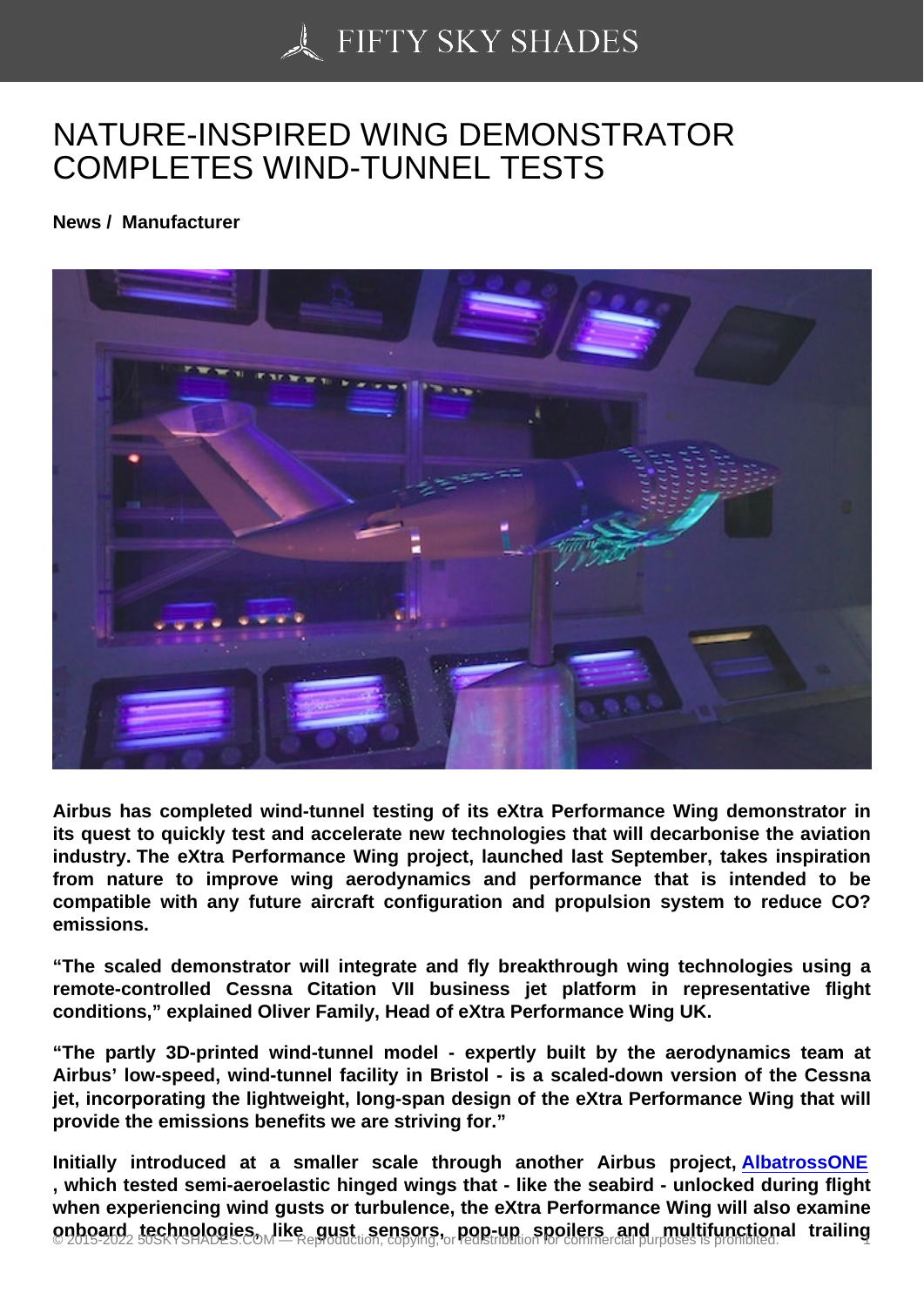# NATURE-INSPIRED WING DEMONSTRATOR COMPLETES WIND-TUNNEL TESTS

**News / Manufacturer**

**Airbus has completed wind-tunnel testing of its eXtra Performance Wing demonstrator in its quest to quickly test and accelerate new technologies that will decarbonise the aviation industry. The eXtra Performance Wing project, launched last September, takes inspiration from nature to improve wing aerodynamics and performance that is intended to be compatible with any future aircraft configuration and propulsion system to reduce CO? emissions.**

**"The scaled demonstrator will integrate and fly breakthrough wing technologies using a remote-controlled Cessna Citation VII business jet platform in representative flight conditions," explained Oliver Family, Head of eXtra Performance Wing UK.**

**"The partly 3D-printed wind-tunnel model - expertly built by the aerodynamics team at Airbus' low-speed, wind-tunnel facility in Bristol - is a scaled-down version of the Cessna jet, incorporating the lightweight, long-span design of the eXtra Performance Wing that will provide the emissions benefits we are striving for."**

**Initially introduced at a smaller scale through another Airbus project, AlbatrossONE , which tested semi-aeroelastic hinged wings that - like the seabird - unlocked during flight when experiencing wind gusts or turbulence, the eXtra Performance Wing will also examine onboard technologies, like gust sensors, pop-up spoilers and multifunctional trailing**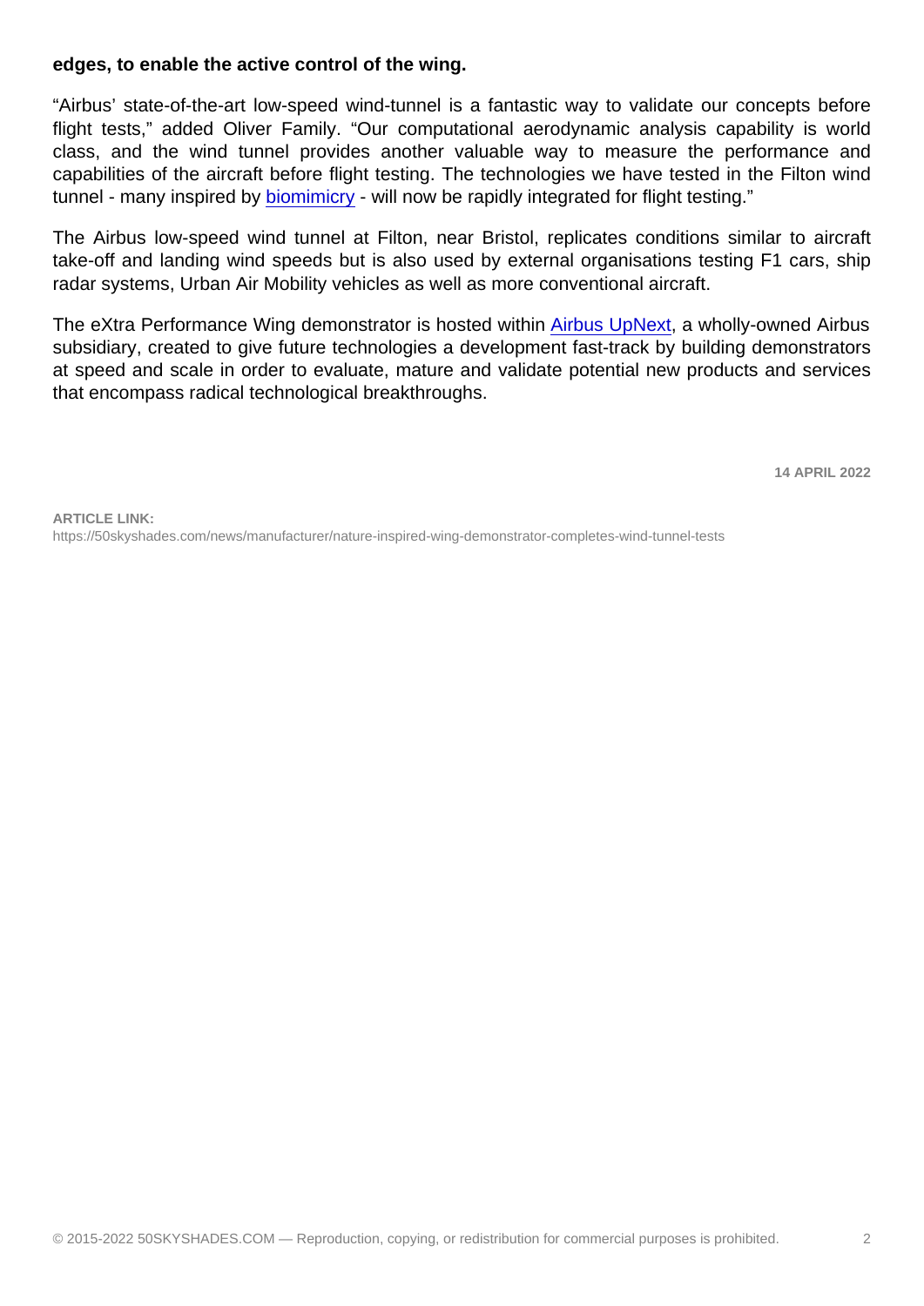**edges, to enable the active control of the wing.**

“Airbus’ state-of-the-art low-speed wind-tunnel is a fantastic way to validate our concepts before flight tests,” added Oliver Family. “Our computational aerodynamic analysis capability is world class, and the wind tunnel provides another valuable way to measure the performance and capabilities of the aircraft before flight testing. The technologies we have tested in the Filton wind tunnel - many inspired by biomimicry - will now be rapidly integrated for flight testing.”

The Airbus low-speed wind tunnel at Filton, near Bristol, replicates conditions similar to aircraft take-off and landing wind speeds but is also used by external organisations testing F1 cars, ship radar systems, Urban Air Mobility vehicles as well as more conventional aircraft.

The eXtra Performance Wing demonstrator is hosted within Airbus UpNext, a wholly-owned Airbus subsidiary, created to give future technologies a development fast-track by building demonstrators at speed and scale in order to evaluate, mature and validate potential new products and services that encompass radical technological breakthroughs.

**14 APRIL 2022**

**ARTICLE LINK:**
https://50skyshades.com/news/manufacturer/nature-inspired-wing-demonstrator-completes-wind-tunnel-tests

© 2015-2022 50SKYSHADES.COM — Reproduction, copying, or redistribution for commercial purposes is prohibited.